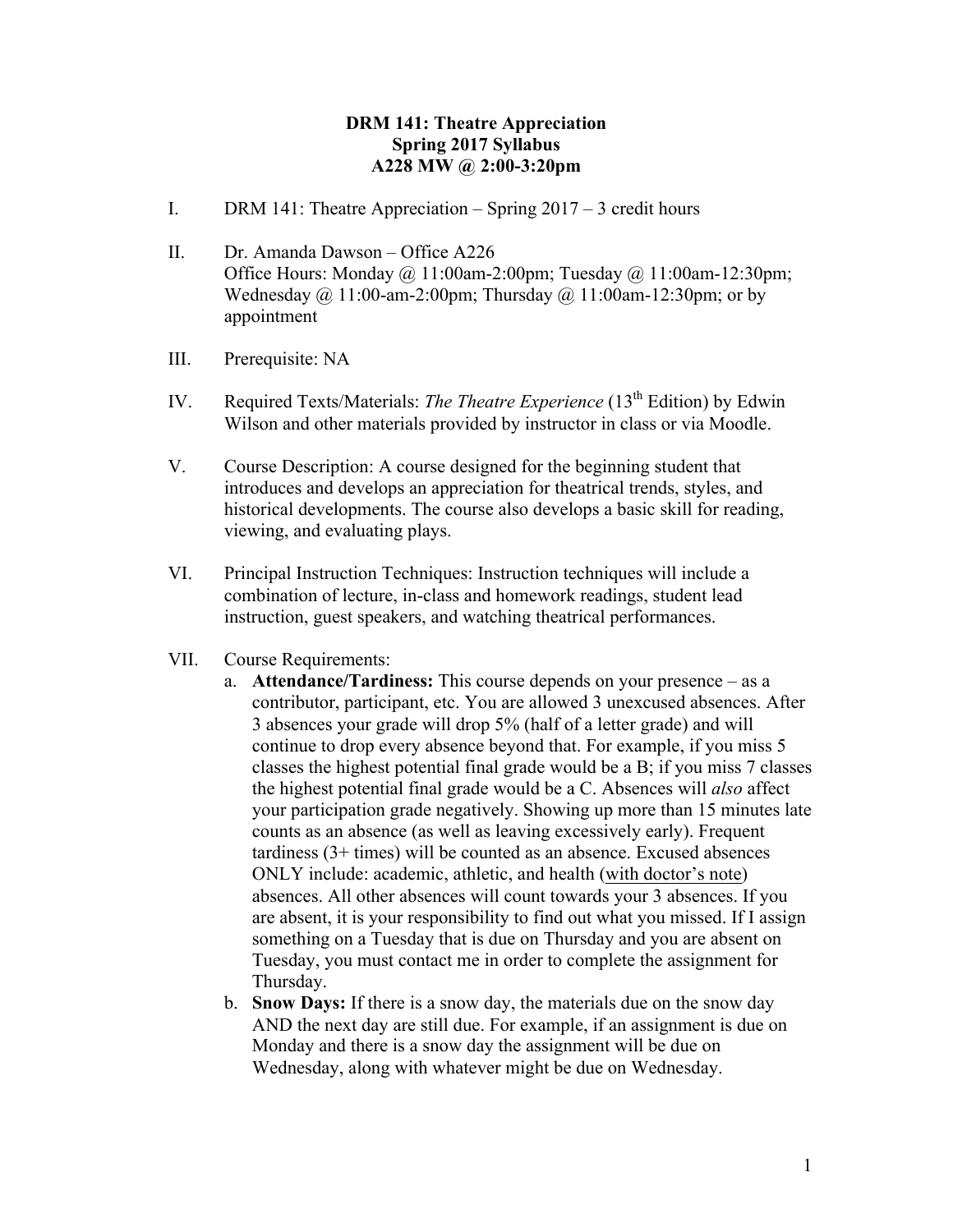# DRM 141: Theatre Appreciation
## Spring 2017 Syllabus
## A228 MW @ 2:00-3:20pm

I. DRM 141: Theatre Appreciation – Spring 2017 – 3 credit hours

II. Dr. Amanda Dawson – Office A226
Office Hours: Monday @ 11:00am-2:00pm; Tuesday @ 11:00am-12:30pm; Wednesday @ 11:00-am-2:00pm; Thursday @ 11:00am-12:30pm; or by appointment

III. Prerequisite: NA

IV. Required Texts/Materials: *The Theatre Experience* (13th Edition) by Edwin Wilson and other materials provided by instructor in class or via Moodle.

V. Course Description: A course designed for the beginning student that introduces and develops an appreciation for theatrical trends, styles, and historical developments. The course also develops a basic skill for reading, viewing, and evaluating plays.

VI. Principal Instruction Techniques: Instruction techniques will include a combination of lecture, in-class and homework readings, student lead instruction, guest speakers, and watching theatrical performances.

VII. Course Requirements:

a. **Attendance/Tardiness:** This course depends on your presence – as a contributor, participant, etc. You are allowed 3 unexcused absences. After 3 absences your grade will drop 5% (half of a letter grade) and will continue to drop every absence beyond that. For example, if you miss 5 classes the highest potential final grade would be a B; if you miss 7 classes the highest potential final grade would be a C. Absences will *also* affect your participation grade negatively. Showing up more than 15 minutes late counts as an absence (as well as leaving excessively early). Frequent tardiness (3+ times) will be counted as an absence. Excused absences ONLY include: academic, athletic, and health (<u>with doctor's note</u>) absences. All other absences will count towards your 3 absences. If you are absent, it is your responsibility to find out what you missed. If I assign something on a Tuesday that is due on Thursday and you are absent on Tuesday, you must contact me in order to complete the assignment for Thursday.

b. **Snow Days:** If there is a snow day, the materials due on the snow day AND the next day are still due. For example, if an assignment is due on Monday and there is a snow day the assignment will be due on Wednesday, along with whatever might be due on Wednesday.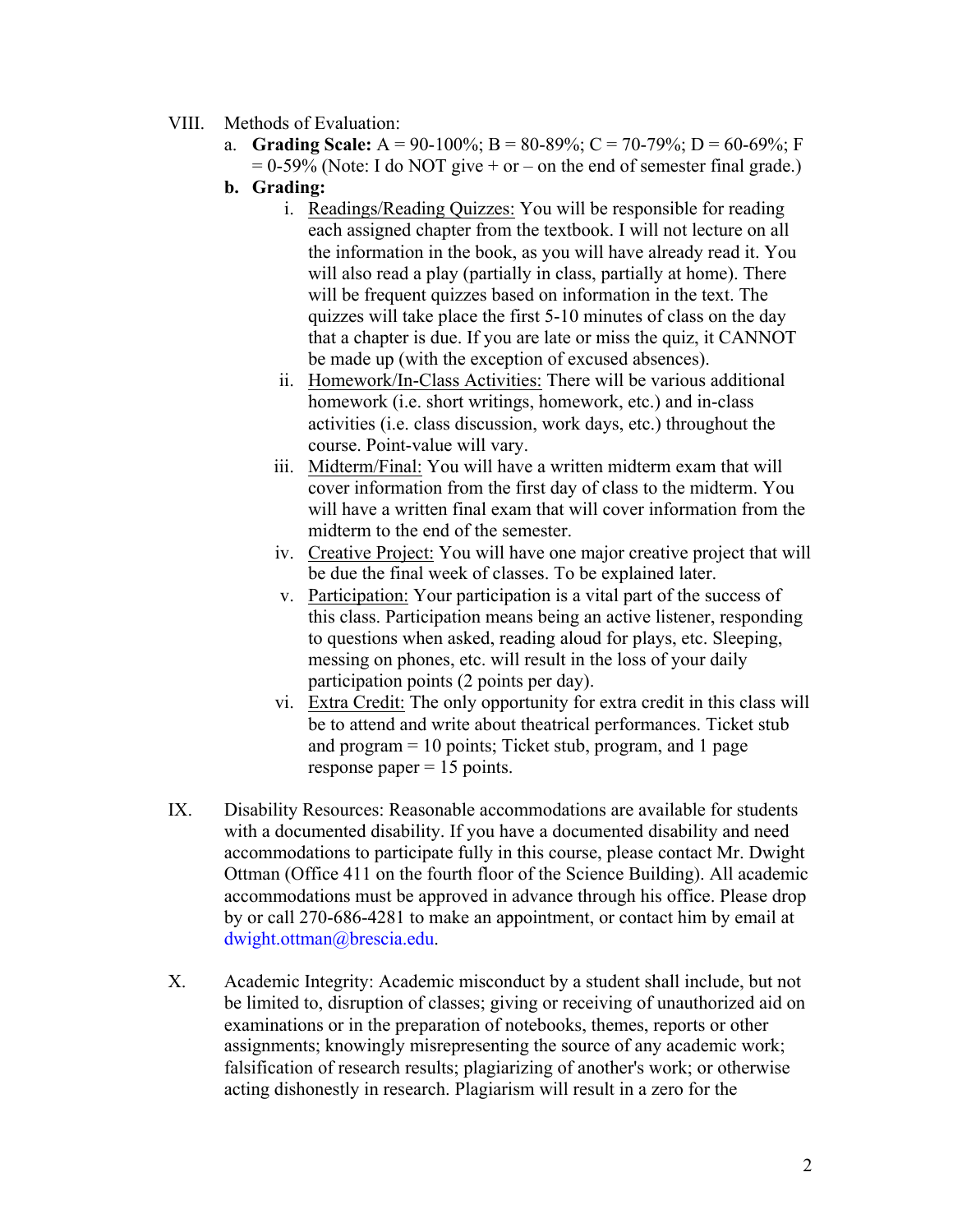VIII. Methods of Evaluation:

a. **Grading Scale:** A = 90-100%; B = 80-89%; C = 70-79%; D = 60-69%; F = 0-59% (Note: I do NOT give + or – on the end of semester final grade.)

**b. Grading:**

i. <u>Readings/Reading Quizzes:</u> You will be responsible for reading each assigned chapter from the textbook. I will not lecture on all the information in the book, as you will have already read it. You will also read a play (partially in class, partially at home). There will be frequent quizzes based on information in the text. The quizzes will take place the first 5-10 minutes of class on the day that a chapter is due. If you are late or miss the quiz, it CANNOT be made up (with the exception of excused absences).

ii. <u>Homework/In-Class Activities:</u> There will be various additional homework (i.e. short writings, homework, etc.) and in-class activities (i.e. class discussion, work days, etc.) throughout the course. Point-value will vary.

iii. <u>Midterm/Final:</u> You will have a written midterm exam that will cover information from the first day of class to the midterm. You will have a written final exam that will cover information from the midterm to the end of the semester.

iv. <u>Creative Project:</u> You will have one major creative project that will be due the final week of classes. To be explained later.

v. <u>Participation:</u> Your participation is a vital part of the success of this class. Participation means being an active listener, responding to questions when asked, reading aloud for plays, etc. Sleeping, messing on phones, etc. will result in the loss of your daily participation points (2 points per day).

vi. <u>Extra Credit:</u> The only opportunity for extra credit in this class will be to attend and write about theatrical performances. Ticket stub and program = 10 points; Ticket stub, program, and 1 page response paper = 15 points.

IX. Disability Resources: Reasonable accommodations are available for students with a documented disability. If you have a documented disability and need accommodations to participate fully in this course, please contact Mr. Dwight Ottman (Office 411 on the fourth floor of the Science Building). All academic accommodations must be approved in advance through his office. Please drop by or call 270-686-4281 to make an appointment, or contact him by email at dwight.ottman@brescia.edu.

X. Academic Integrity: Academic misconduct by a student shall include, but not be limited to, disruption of classes; giving or receiving of unauthorized aid on examinations or in the preparation of notebooks, themes, reports or other assignments; knowingly misrepresenting the source of any academic work; falsification of research results; plagiarizing of another's work; or otherwise acting dishonestly in research. Plagiarism will result in a zero for the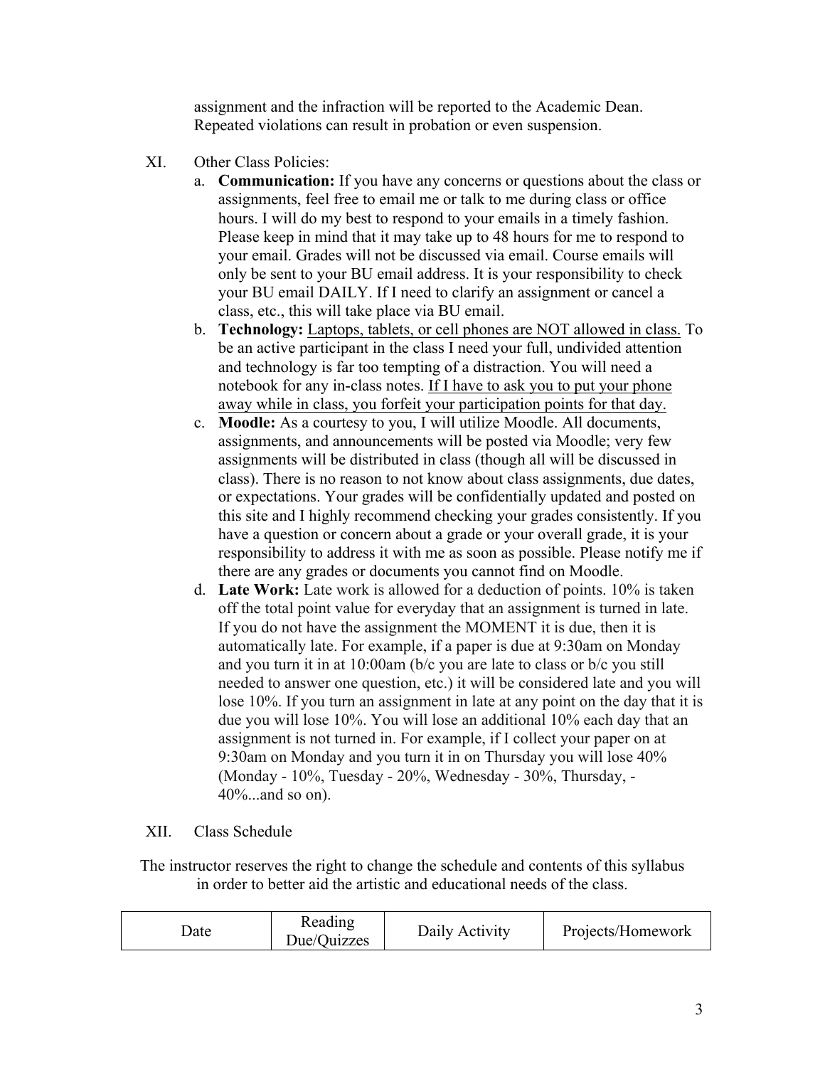assignment and the infraction will be reported to the Academic Dean. Repeated violations can result in probation or even suspension.

XI. Other Class Policies:

a. **Communication:** If you have any concerns or questions about the class or assignments, feel free to email me or talk to me during class or office hours. I will do my best to respond to your emails in a timely fashion. Please keep in mind that it may take up to 48 hours for me to respond to your email. Grades will not be discussed via email. Course emails will only be sent to your BU email address. It is your responsibility to check your BU email DAILY. If I need to clarify an assignment or cancel a class, etc., this will take place via BU email.

b. **Technology:** <u>Laptops, tablets, or cell phones are NOT allowed in class.</u> To be an active participant in the class I need your full, undivided attention and technology is far too tempting of a distraction. You will need a notebook for any in-class notes. <u>If I have to ask you to put your phone away while in class, you forfeit your participation points for that day.</u>

c. **Moodle:** As a courtesy to you, I will utilize Moodle. All documents, assignments, and announcements will be posted via Moodle; very few assignments will be distributed in class (though all will be discussed in class). There is no reason to not know about class assignments, due dates, or expectations. Your grades will be confidentially updated and posted on this site and I highly recommend checking your grades consistently. If you have a question or concern about a grade or your overall grade, it is your responsibility to address it with me as soon as possible. Please notify me if there are any grades or documents you cannot find on Moodle.

d. **Late Work:** Late work is allowed for a deduction of points. 10% is taken off the total point value for everyday that an assignment is turned in late. If you do not have the assignment the MOMENT it is due, then it is automatically late. For example, if a paper is due at 9:30am on Monday and you turn it in at 10:00am (b/c you are late to class or b/c you still needed to answer one question, etc.) it will be considered late and you will lose 10%. If you turn an assignment in late at any point on the day that it is due you will lose 10%. You will lose an additional 10% each day that an assignment is not turned in. For example, if I collect your paper on at 9:30am on Monday and you turn it in on Thursday you will lose 40% (Monday - 10%, Tuesday - 20%, Wednesday - 30%, Thursday, - 40%...and so on).

XII. Class Schedule

The instructor reserves the right to change the schedule and contents of this syllabus in order to better aid the artistic and educational needs of the class.

| Date | Reading Due/Quizzes | Daily Activity | Projects/Homework |
| --- | --- | --- | --- |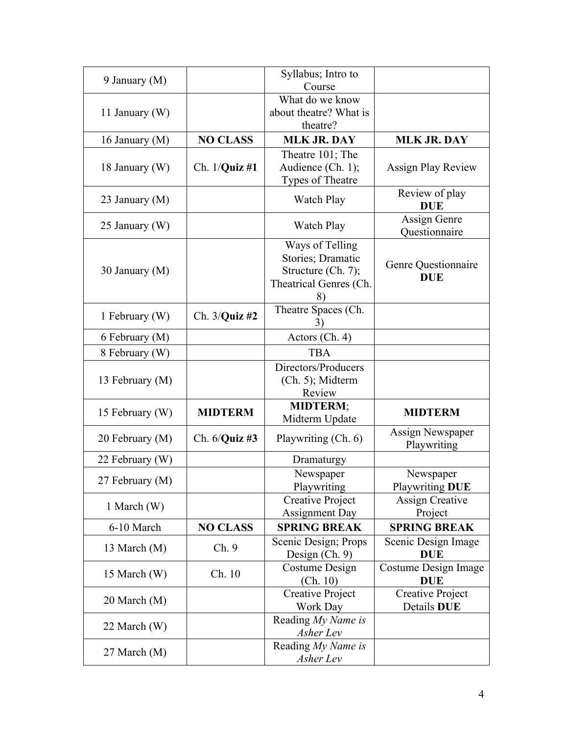| | | | |
|---|---|---|---|
| 9 January (M) | | Syllabus; Intro to Course | |
| 11 January (W) | | What do we know about theatre? What is theatre? | |
| 16 January (M) | **NO CLASS** | **MLK JR. DAY** | **MLK JR. DAY** |
| 18 January (W) | Ch. 1/**Quiz #1** | Theatre 101; The Audience (Ch. 1); Types of Theatre | Assign Play Review |
| 23 January (M) | | Watch Play | Review of play **DUE** |
| 25 January (W) | | Watch Play | Assign Genre Questionnaire |
| 30 January (M) | | Ways of Telling Stories; Dramatic Structure (Ch. 7); Theatrical Genres (Ch. 8) | Genre Questionnaire **DUE** |
| 1 February (W) | Ch. 3/**Quiz #2** | Theatre Spaces (Ch. 3) | |
| 6 February (M) | | Actors (Ch. 4) | |
| 8 February (W) | | TBA | |
| 13 February (M) | | Directors/Producers (Ch. 5); Midterm Review | |
| 15 February (W) | **MIDTERM** | **MIDTERM**; Midterm Update | **MIDTERM** |
| 20 February (M) | Ch. 6/**Quiz #3** | Playwriting (Ch. 6) | Assign Newspaper Playwriting |
| 22 February (W) | | Dramaturgy | |
| 27 February (M) | | Newspaper Playwriting | Newspaper Playwriting **DUE** |
| 1 March (W) | | Creative Project Assignment Day | Assign Creative Project |
| 6-10 March | **NO CLASS** | **SPRING BREAK** | **SPRING BREAK** |
| 13 March (M) | Ch. 9 | Scenic Design; Props Design (Ch. 9) | Scenic Design Image **DUE** |
| 15 March (W) | Ch. 10 | Costume Design (Ch. 10) | Costume Design Image **DUE** |
| 20 March (M) | | Creative Project Work Day | Creative Project Details **DUE** |
| 22 March (W) | | Reading *My Name is Asher Lev* | |
| 27 March (M) | | Reading *My Name is Asher Lev* | |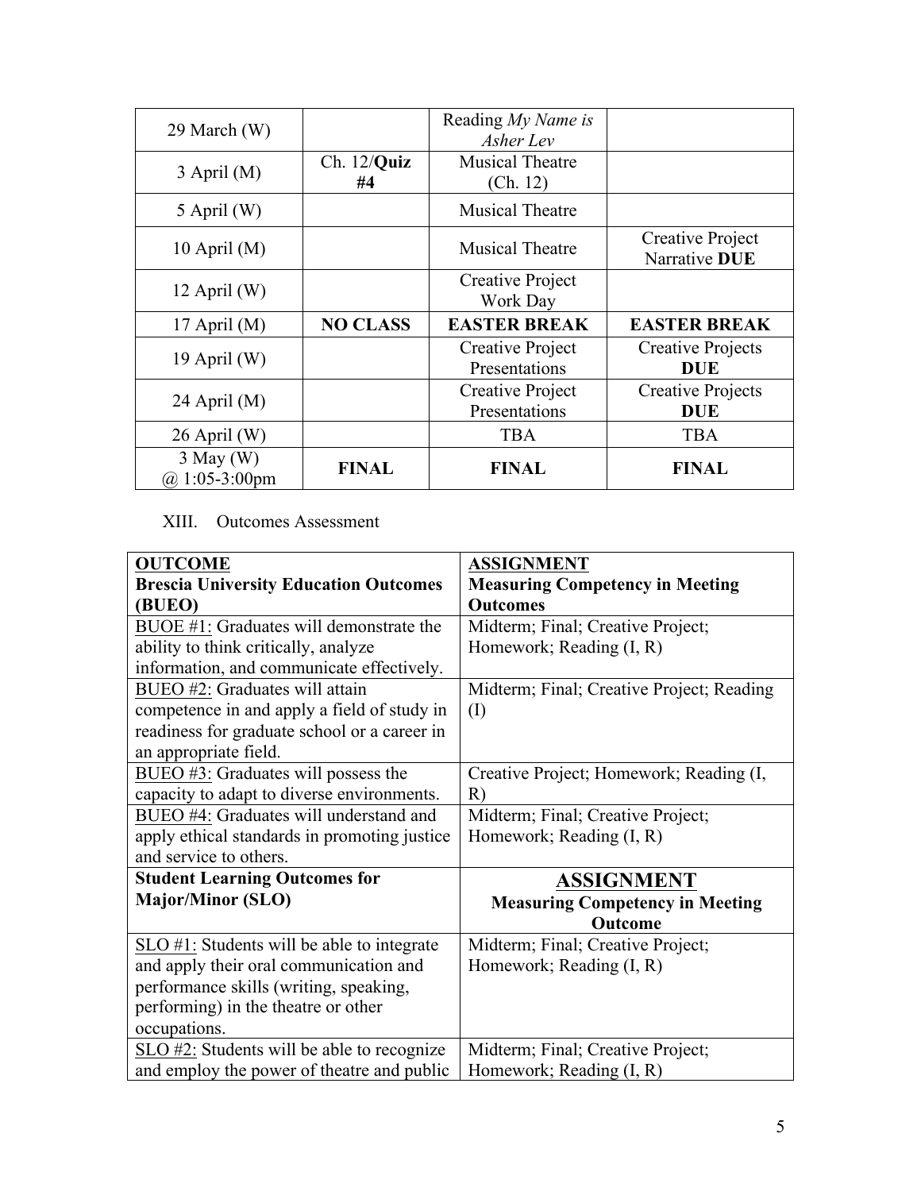| 29 March (W) | | Reading *My Name is Asher Lev* | |
|---|---|---|---|
| 3 April (M) | Ch. 12/**Quiz #4** | Musical Theatre (Ch. 12) | |
| 5 April (W) | | Musical Theatre | |
| 10 April (M) | | Musical Theatre | Creative Project Narrative **DUE** |
| 12 April (W) | | Creative Project Work Day | |
| 17 April (M) | **NO CLASS** | **EASTER BREAK** | **EASTER BREAK** |
| 19 April (W) | | Creative Project Presentations | Creative Projects **DUE** |
| 24 April (M) | | Creative Project Presentations | Creative Projects **DUE** |
| 26 April (W) | | TBA | TBA |
| 3 May (W) @ 1:05-3:00pm | **FINAL** | **FINAL** | **FINAL** |

XIII. Outcomes Assessment

| **OUTCOME** **Brescia University Education Outcomes (BUEO)** | **ASSIGNMENT** **Measuring Competency in Meeting Outcomes** |
|---|---|
| BUOE #1: Graduates will demonstrate the ability to think critically, analyze information, and communicate effectively. | Midterm; Final; Creative Project; Homework; Reading (I, R) |
| BUEO #2: Graduates will attain competence in and apply a field of study in readiness for graduate school or a career in an appropriate field. | Midterm; Final; Creative Project; Reading (I) |
| BUEO #3: Graduates will possess the capacity to adapt to diverse environments. | Creative Project; Homework; Reading (I, R) |
| BUEO #4: Graduates will understand and apply ethical standards in promoting justice and service to others. | Midterm; Final; Creative Project; Homework; Reading (I, R) |
| **Student Learning Outcomes for Major/Minor (SLO)** | **ASSIGNMENT** **Measuring Competency in Meeting Outcome** |
| SLO #1: Students will be able to integrate and apply their oral communication and performance skills (writing, speaking, performing) in the theatre or other occupations. | Midterm; Final; Creative Project; Homework; Reading (I, R) |
| SLO #2: Students will be able to recognize and employ the power of theatre and public | Midterm; Final; Creative Project; Homework; Reading (I, R) |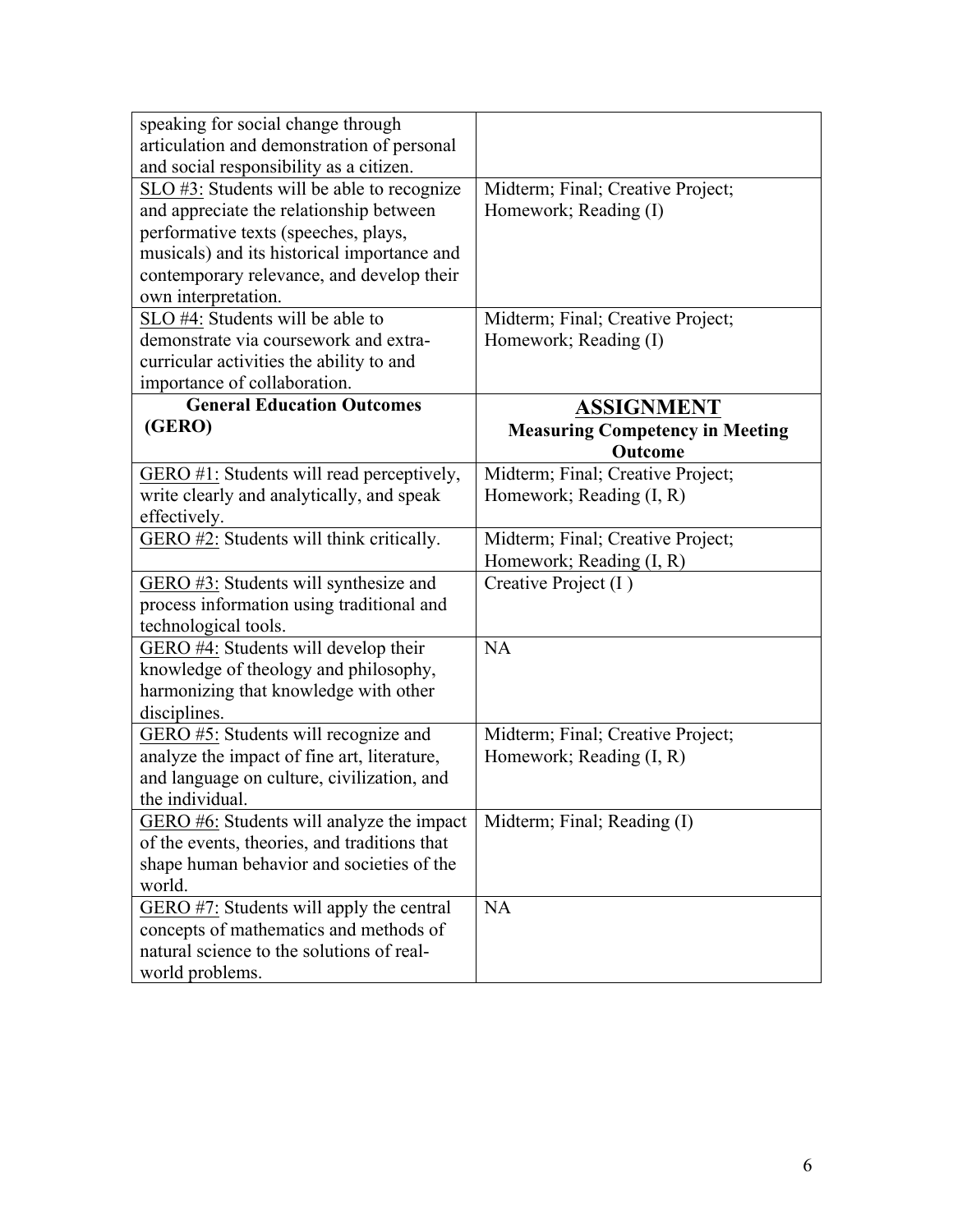| | |
|---|---|
| speaking for social change through articulation and demonstration of personal and social responsibility as a citizen. | |
| SLO #3: Students will be able to recognize and appreciate the relationship between performative texts (speeches, plays, musicals) and its historical importance and contemporary relevance, and develop their own interpretation. | Midterm; Final; Creative Project; Homework; Reading (I) |
| SLO #4: Students will be able to demonstrate via coursework and extra-curricular activities the ability to and importance of collaboration. | Midterm; Final; Creative Project; Homework; Reading (I) |
| **General Education Outcomes (GERO)** | **ASSIGNMENT** **Measuring Competency in Meeting Outcome** |
| GERO #1: Students will read perceptively, write clearly and analytically, and speak effectively. | Midterm; Final; Creative Project; Homework; Reading (I, R) |
| GERO #2: Students will think critically. | Midterm; Final; Creative Project; Homework; Reading (I, R) |
| GERO #3: Students will synthesize and process information using traditional and technological tools. | Creative Project (I ) |
| GERO #4: Students will develop their knowledge of theology and philosophy, harmonizing that knowledge with other disciplines. | NA |
| GERO #5: Students will recognize and analyze the impact of fine art, literature, and language on culture, civilization, and the individual. | Midterm; Final; Creative Project; Homework; Reading (I, R) |
| GERO #6: Students will analyze the impact of the events, theories, and traditions that shape human behavior and societies of the world. | Midterm; Final; Reading (I) |
| GERO #7: Students will apply the central concepts of mathematics and methods of natural science to the solutions of real-world problems. | NA |